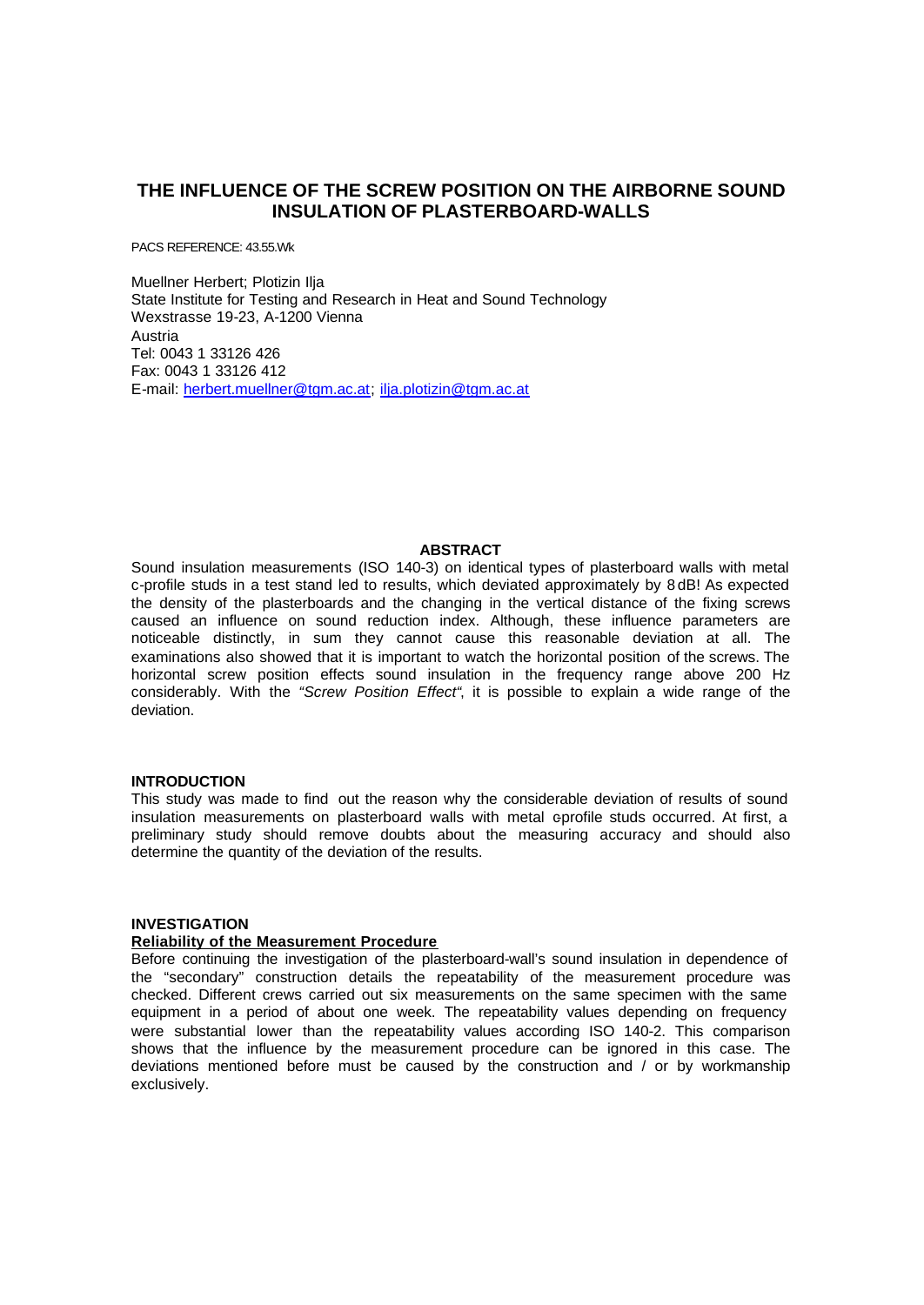# THE INFLUENCE OF THE SCREW POSITION ON THE AIRBORNE SOUND INSULATION OF PLASTERBOARD-WALLS

PACS REFERENCE: 43.55.Wk

Muellner Herbert; Plotizin Ilja
State Institute for Testing and Research in Heat and Sound Technology
Wexstrasse 19-23, A-1200 Vienna
Austria
Tel: 0043 1 33126 426
Fax: 0043 1 33126 412
E-mail: herbert.muellner@tgm.ac.at; ilja.plotizin@tgm.ac.at

## ABSTRACT

Sound insulation measurements (ISO 140-3) on identical types of plasterboard walls with metal c-profile studs in a test stand led to results, which deviated approximately by 8 dB! As expected the density of the plasterboards and the changing in the vertical distance of the fixing screws caused an influence on sound reduction index. Although, these influence parameters are noticeable distinctly, in sum they cannot cause this reasonable deviation at all. The examinations also showed that it is important to watch the horizontal position of the screws. The horizontal screw position effects sound insulation in the frequency range above 200 Hz considerably. With the *"Screw Position Effect"*, it is possible to explain a wide range of the deviation.

## INTRODUCTION

This study was made to find out the reason why the considerable deviation of results of sound insulation measurements on plasterboard walls with metal c-profile studs occurred. At first, a preliminary study should remove doubts about the measuring accuracy and should also determine the quantity of the deviation of the results.

## INVESTIGATION

### Reliability of the Measurement Procedure

Before continuing the investigation of the plasterboard-wall's sound insulation in dependence of the "secondary" construction details the repeatability of the measurement procedure was checked. Different crews carried out six measurements on the same specimen with the same equipment in a period of about one week. The repeatability values depending on frequency were substantial lower than the repeatability values according ISO 140-2. This comparison shows that the influence by the measurement procedure can be ignored in this case. The deviations mentioned before must be caused by the construction and / or by workmanship exclusively.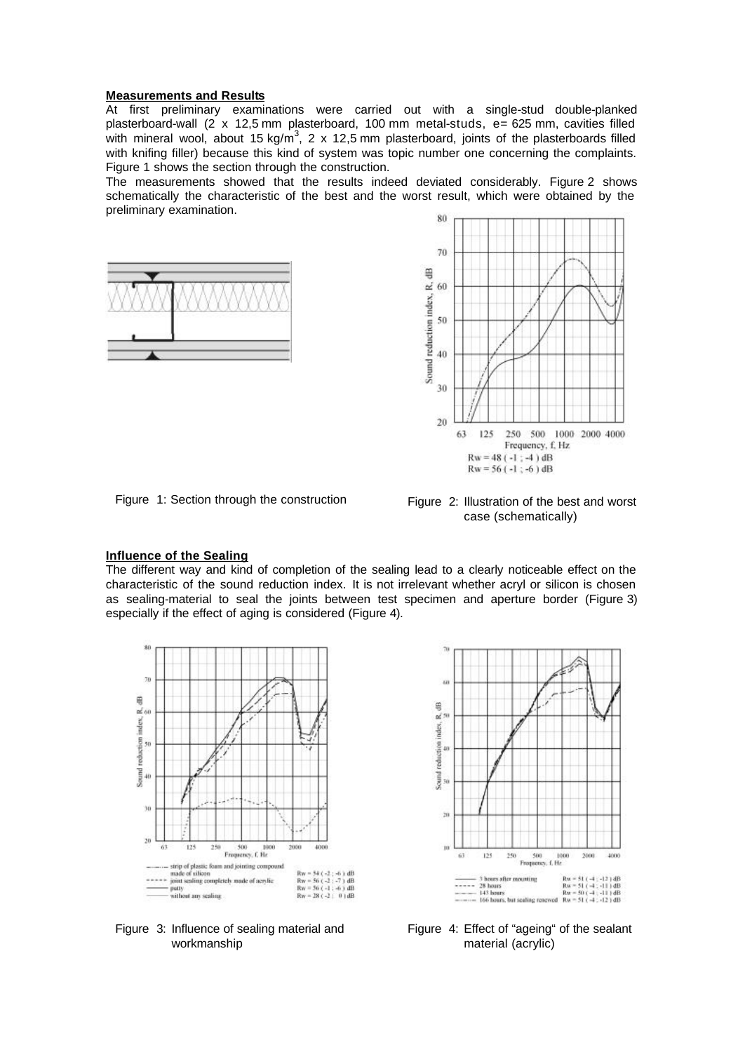## Measurements and Results

At first preliminary examinations were carried out with a single-stud double-planked plasterboard-wall (2 x 12,5 mm plasterboard, 100 mm metal-studs, e= 625 mm, cavities filled with mineral wool, about 15 kg/m$^3$, 2 x 12,5 mm plasterboard, joints of the plasterboards filled with knifing filler) because this kind of system was topic number one concerning the complaints. Figure 1 shows the section through the construction.

The measurements showed that the results indeed deviated considerably. Figure 2 shows schematically the characteristic of the best and the worst result, which were obtained by the preliminary examination.

Figure 1: Section through the construction

Rw = 48 ( -1 ; -4 ) dB
Rw = 56 ( -1 ; -6 ) dB

Figure 2: Illustration of the best and worst case (schematically)

## Influence of the Sealing

The different way and kind of completion of the sealing lead to a clearly noticeable effect on the characteristic of the sound reduction index. It is not irrelevant whether acryl or silicon is chosen as sealing-material to seal the joints between test specimen and aperture border (Figure 3) especially if the effect of aging is considered (Figure 4).

| Sealing | Rw |
|---|---|
| strip of plastic foam and jointing compound made of silicon | Rw = 54 ( -2 ; -6 ) dB |
| joint sealing completely made of acrylic | Rw = 56 ( -2 ; -7 ) dB |
| putty | Rw = 56 ( -1 ; -6 ) dB |
| without any sealing | Rw = 28 ( -2 ; 0 ) dB |

Figure 3: Influence of sealing material and workmanship

| Ageing | Rw |
|---|---|
| 3 hours after mounting | Rw = 51 ( -4 ; -12 ) dB |
| 28 hours | Rw = 51 ( -4 ; -11 ) dB |
| 143 hours | Rw = 50 ( -4 ; -11 ) dB |
| 166 hours, but sealing renewed | Rw = 51 ( -4 ; -12 ) dB |

Figure 4: Effect of "ageing" of the sealant material (acrylic)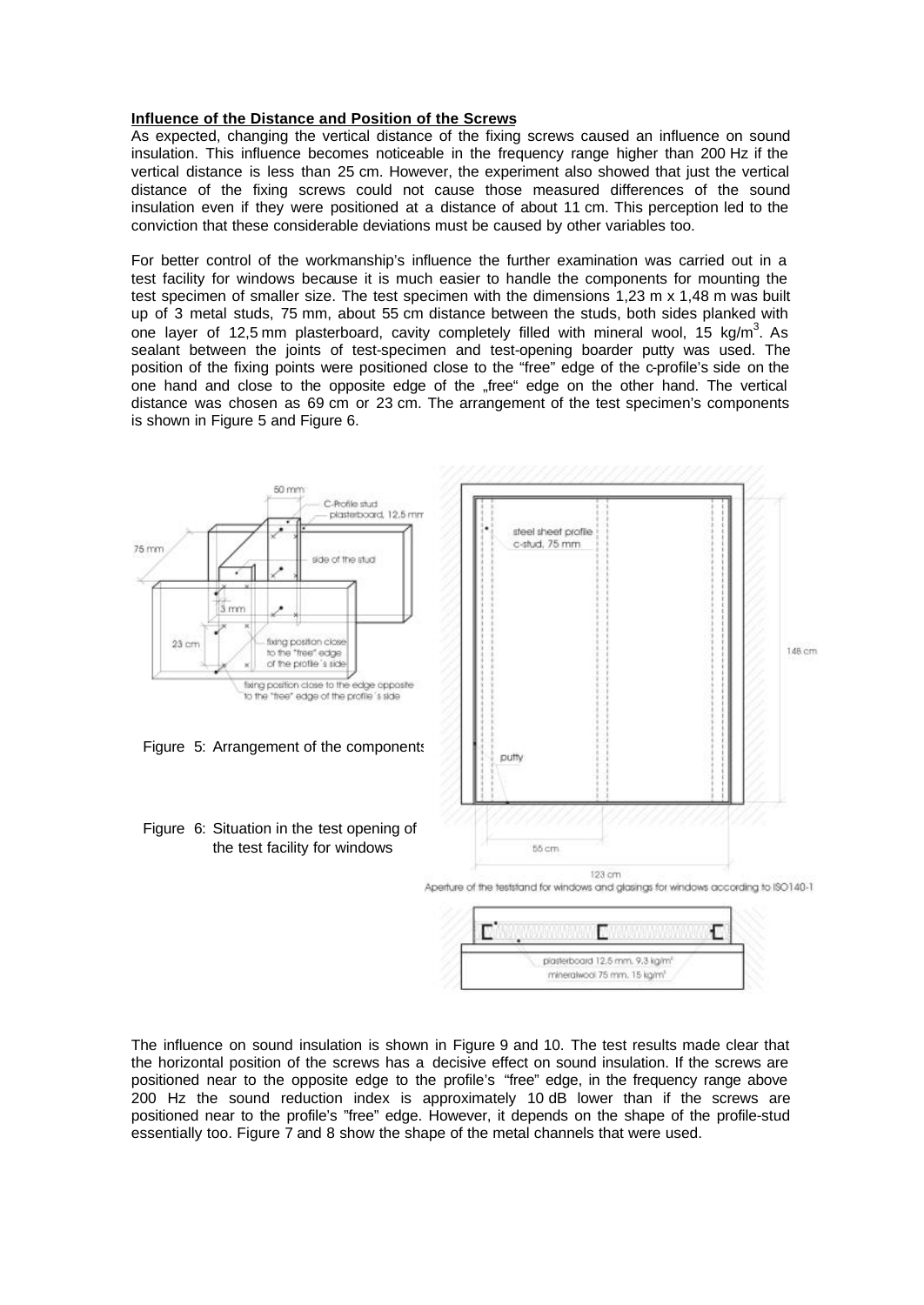**Influence of the Distance and Position of the Screws**

As expected, changing the vertical distance of the fixing screws caused an influence on sound insulation. This influence becomes noticeable in the frequency range higher than 200 Hz if the vertical distance is less than 25 cm. However, the experiment also showed that just the vertical distance of the fixing screws could not cause those measured differences of the sound insulation even if they were positioned at a distance of about 11 cm. This perception led to the conviction that these considerable deviations must be caused by other variables too.

For better control of the workmanship's influence the further examination was carried out in a test facility for windows because it is much easier to handle the components for mounting the test specimen of smaller size. The test specimen with the dimensions 1,23 m x 1,48 m was built up of 3 metal studs, 75 mm, about 55 cm distance between the studs, both sides planked with one layer of 12,5 mm plasterboard, cavity completely filled with mineral wool, 15 kg/m$^3$. As sealant between the joints of test-specimen and test-opening boarder putty was used. The position of the fixing points were positioned close to the "free" edge of the c-profile's side on the one hand and close to the opposite edge of the „free" edge on the other hand. The vertical distance was chosen as 69 cm or 23 cm. The arrangement of the test specimen's components is shown in Figure 5 and Figure 6.

Figure 5: Arrangement of the components

Figure 6: Situation in the test opening of the test facility for windows

The influence on sound insulation is shown in Figure 9 and 10. The test results made clear that the horizontal position of the screws has a decisive effect on sound insulation. If the screws are positioned near to the opposite edge to the profile's "free" edge, in the frequency range above 200 Hz the sound reduction index is approximately 10 dB lower than if the screws are positioned near to the profile's "free" edge. However, it depends on the shape of the profile-stud essentially too. Figure 7 and 8 show the shape of the metal channels that were used.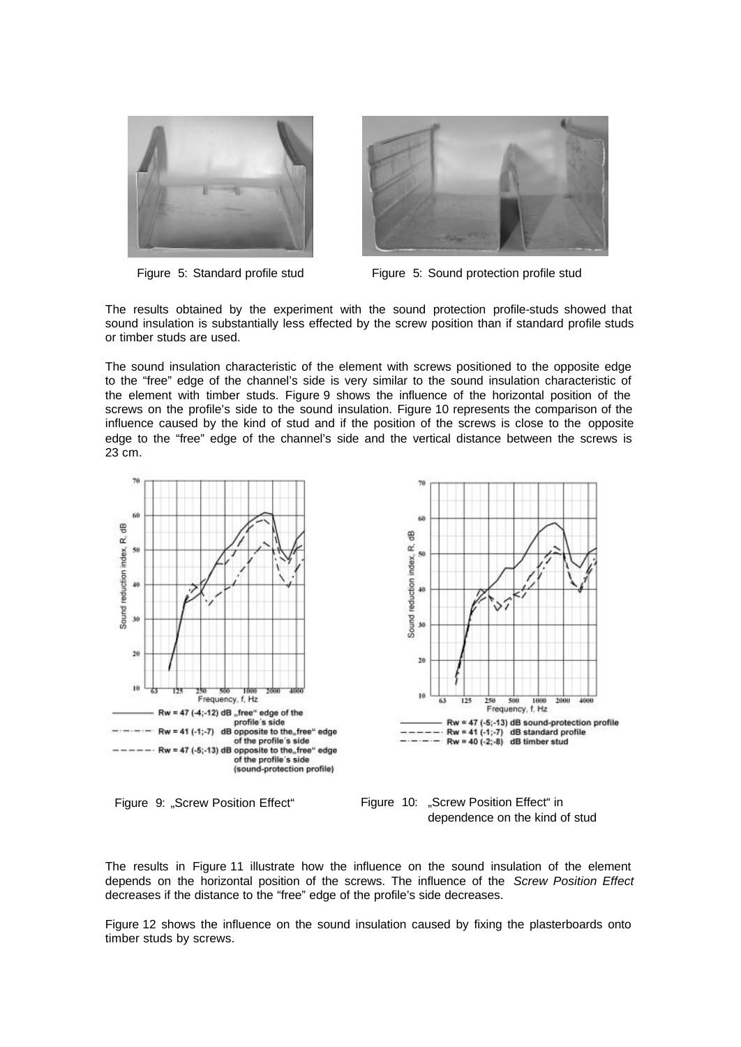Figure 5: Standard profile stud

Figure 5: Sound protection profile stud

The results obtained by the experiment with the sound protection profile-studs showed that sound insulation is substantially less effected by the screw position than if standard profile studs or timber studs are used.

The sound insulation characteristic of the element with screws positioned to the opposite edge to the "free" edge of the channel's side is very similar to the sound insulation characteristic of the element with timber studs. Figure 9 shows the influence of the horizontal position of the screws on the profile's side to the sound insulation. Figure 10 represents the comparison of the influence caused by the kind of stud and if the position of the screws is close to the opposite edge to the "free" edge of the channel's side and the vertical distance between the screws is 23 cm.

Rw = 47 (-4;-12) dB „free" edge of the profile´s side
Rw = 41 (-1;-7) dB opposite to the„free" edge of the profile´s side
Rw = 47 (-5;-13) dB opposite to the„free" edge of the profile´s side (sound-protection profile)

Figure 9: „Screw Position Effect"

Rw = 47 (-5;-13) dB sound-protection profile
Rw = 41 (-1;-7) dB standard profile
Rw = 40 (-2;-8) dB timber stud

Figure 10: „Screw Position Effect" in dependence on the kind of stud

The results in Figure 11 illustrate how the influence on the sound insulation of the element depends on the horizontal position of the screws. The influence of the *Screw Position Effect* decreases if the distance to the "free" edge of the profile's side decreases.

Figure 12 shows the influence on the sound insulation caused by fixing the plasterboards onto timber studs by screws.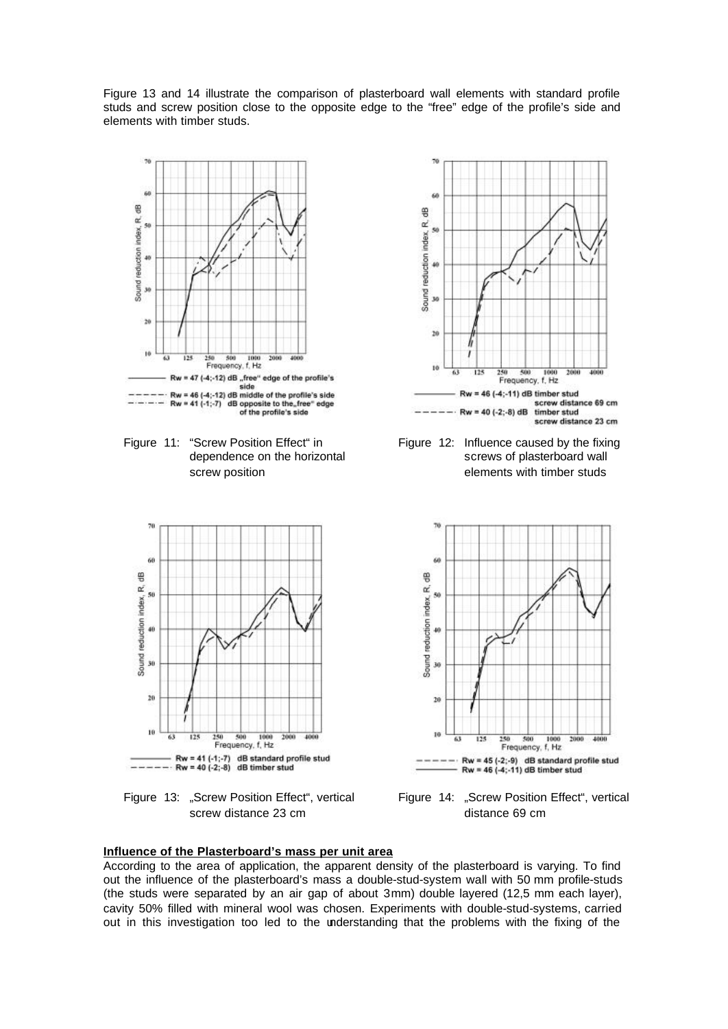Figure 13 and 14 illustrate the comparison of plasterboard wall elements with standard profile studs and screw position close to the opposite edge to the "free" edge of the profile's side and elements with timber studs.

Rw = 47 (-4;-12) dB „free" edge of the profile's side
Rw = 46 (-4;-12) dB middle of the profile's side
Rw = 41 (-1;-7) dB opposite to the„free" edge of the profile's side

Figure 11: "Screw Position Effect" in dependence on the horizontal screw position

Rw = 46 (-4;-11) dB timber stud screw distance 69 cm
Rw = 40 (-2;-8) dB timber stud screw distance 23 cm

Figure 12: Influence caused by the fixing screws of plasterboard wall elements with timber studs

Rw = 41 (-1;-7) dB standard profile stud
Rw = 40 (-2;-8) dB timber stud

Figure 13: „Screw Position Effect", vertical screw distance 23 cm

Rw = 45 (-2;-9) dB standard profile stud
Rw = 46 (-4;-11) dB timber stud

Figure 14: „Screw Position Effect", vertical distance 69 cm

**Influence of the Plasterboard's mass per unit area**

According to the area of application, the apparent density of the plasterboard is varying. To find out the influence of the plasterboard's mass a double-stud-system wall with 50 mm profile-studs (the studs were separated by an air gap of about 3mm) double layered (12,5 mm each layer), cavity 50% filled with mineral wool was chosen. Experiments with double-stud-systems, carried out in this investigation too led to the understanding that the problems with the fixing of the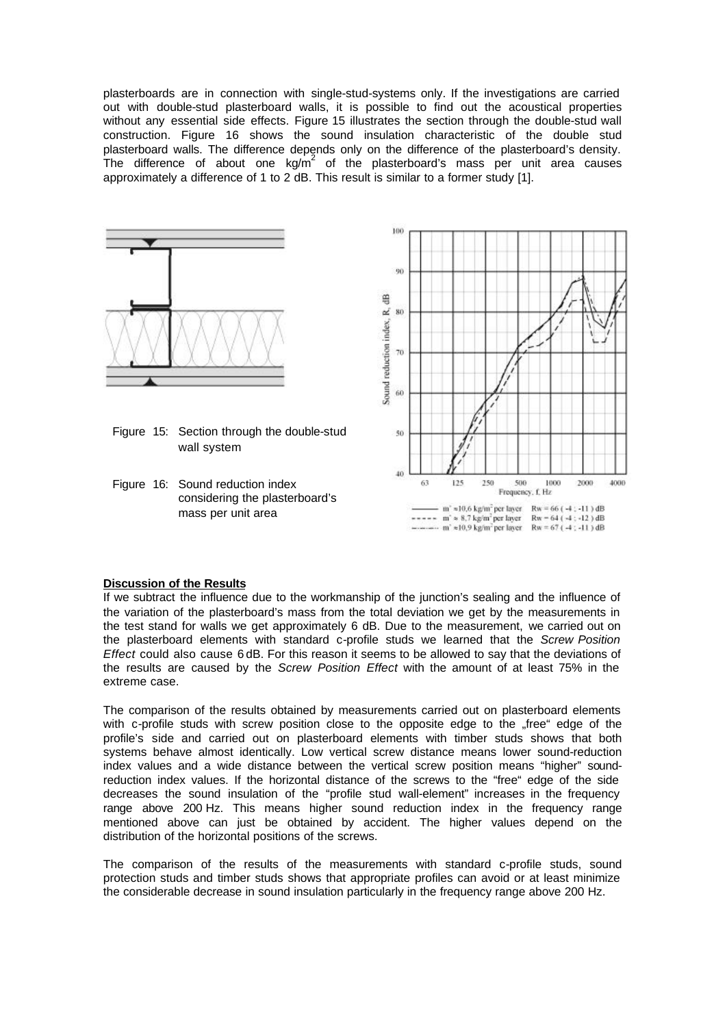plasterboards are in connection with single-stud-systems only. If the investigations are carried out with double-stud plasterboard walls, it is possible to find out the acoustical properties without any essential side effects. Figure 15 illustrates the section through the double-stud wall construction. Figure 16 shows the sound insulation characteristic of the double stud plasterboard walls. The difference depends only on the difference of the plasterboard's density. The difference of about one $kg/m^2$ of the plasterboard's mass per unit area causes approximately a difference of 1 to 2 dB. This result is similar to a former study [1].

Figure 15: Section through the double-stud wall system

Figure 16: Sound reduction index considering the plasterboard's mass per unit area

**Discussion of the Results**

If we subtract the influence due to the workmanship of the junction's sealing and the influence of the variation of the plasterboard's mass from the total deviation we get by the measurements in the test stand for walls we get approximately 6 dB. Due to the measurement, we carried out on the plasterboard elements with standard c-profile studs we learned that the *Screw Position Effect* could also cause 6 dB. For this reason it seems to be allowed to say that the deviations of the results are caused by the *Screw Position Effect* with the amount of at least 75% in the extreme case.

The comparison of the results obtained by measurements carried out on plasterboard elements with c-profile studs with screw position close to the opposite edge to the „free" edge of the profile's side and carried out on plasterboard elements with timber studs shows that both systems behave almost identically. Low vertical screw distance means lower sound-reduction index values and a wide distance between the vertical screw position means "higher" sound-reduction index values. If the horizontal distance of the screws to the "free" edge of the side decreases the sound insulation of the "profile stud wall-element" increases in the frequency range above 200 Hz. This means higher sound reduction index in the frequency range mentioned above can just be obtained by accident. The higher values depend on the distribution of the horizontal positions of the screws.

The comparison of the results of the measurements with standard c-profile studs, sound protection studs and timber studs shows that appropriate profiles can avoid or at least minimize the considerable decrease in sound insulation particularly in the frequency range above 200 Hz.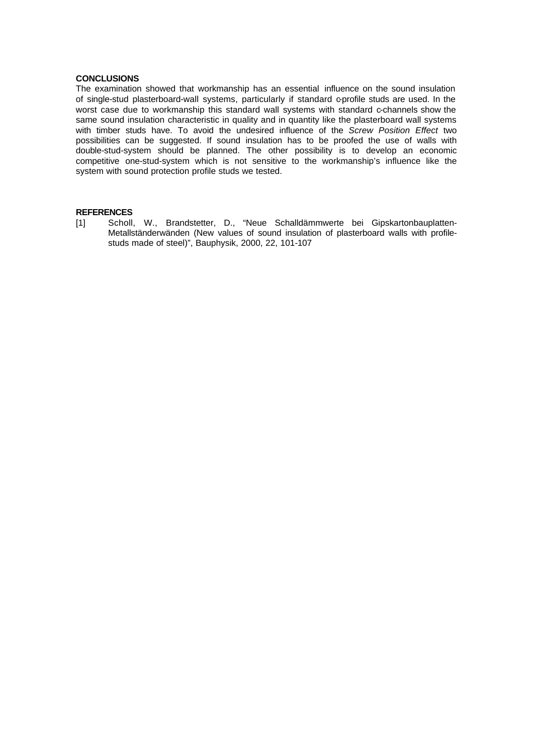**CONCLUSIONS**

The examination showed that workmanship has an essential influence on the sound insulation of single-stud plasterboard-wall systems, particularly if standard c-profile studs are used. In the worst case due to workmanship this standard wall systems with standard c-channels show the same sound insulation characteristic in quality and in quantity like the plasterboard wall systems with timber studs have. To avoid the undesired influence of the *Screw Position Effect* two possibilities can be suggested. If sound insulation has to be proofed the use of walls with double-stud-system should be planned. The other possibility is to develop an economic competitive one-stud-system which is not sensitive to the workmanship's influence like the system with sound protection profile studs we tested.

**REFERENCES**

[1] Scholl, W., Brandstetter, D., "Neue Schalldämmwerte bei Gipskartonbauplatten-Metallständerwänden (New values of sound insulation of plasterboard walls with profile-studs made of steel)", Bauphysik, 2000, 22, 101-107